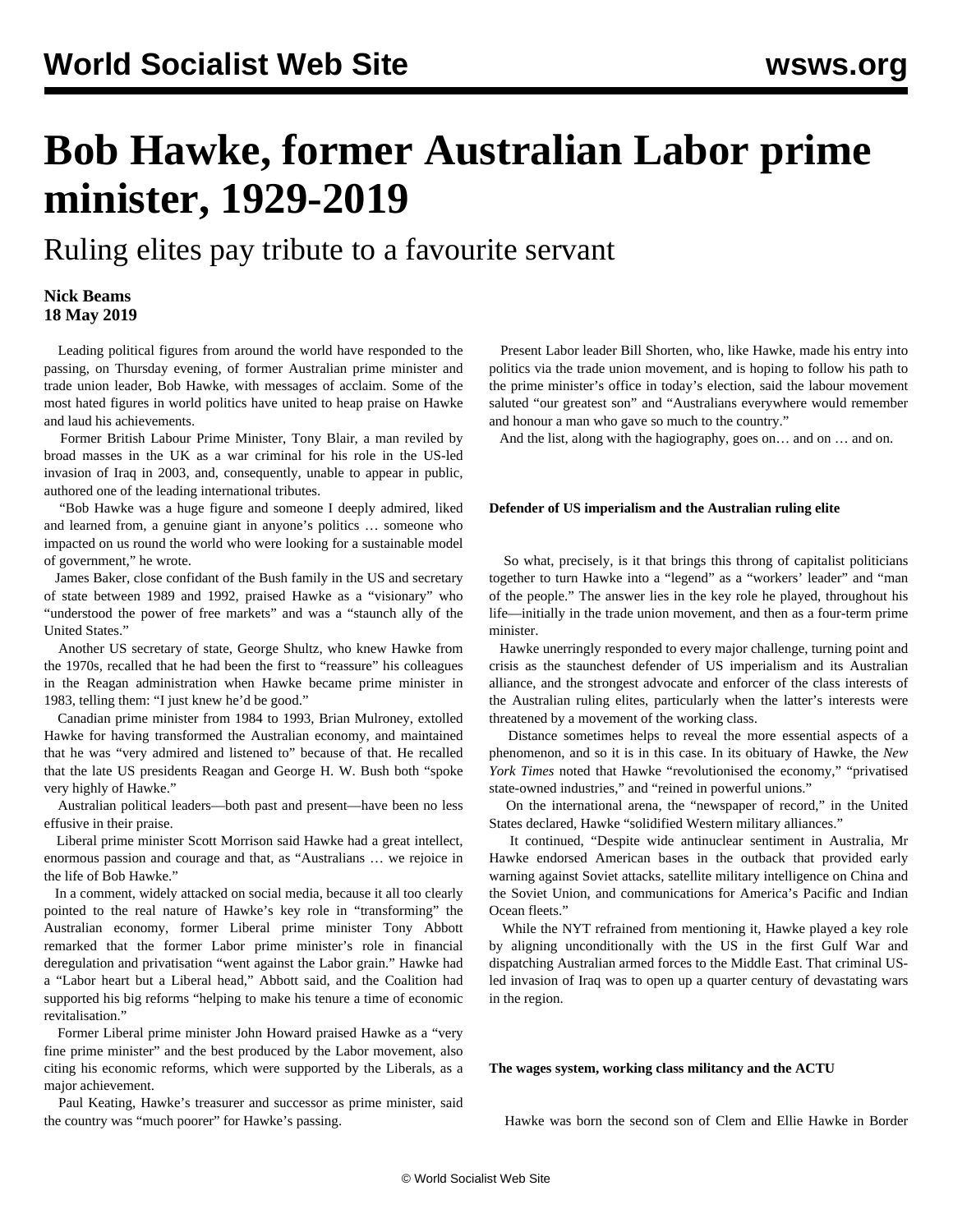# Bob Hawke, former Australian Labor prime minister, 1929-2019

## Ruling elites pay tribute to a favourite servant

**Nick Beams**
**18 May 2019**

Leading political figures from around the world have responded to the passing, on Thursday evening, of former Australian prime minister and trade union leader, Bob Hawke, with messages of acclaim. Some of the most hated figures in world politics have united to heap praise on Hawke and laud his achievements.

Former British Labour Prime Minister, Tony Blair, a man reviled by broad masses in the UK as a war criminal for his role in the US-led invasion of Iraq in 2003, and, consequently, unable to appear in public, authored one of the leading international tributes.

"Bob Hawke was a huge figure and someone I deeply admired, liked and learned from, a genuine giant in anyone's politics … someone who impacted on us round the world who were looking for a sustainable model of government," he wrote.

James Baker, close confidant of the Bush family in the US and secretary of state between 1989 and 1992, praised Hawke as a "visionary" who "understood the power of free markets" and was a "staunch ally of the United States."

Another US secretary of state, George Shultz, who knew Hawke from the 1970s, recalled that he had been the first to "reassure" his colleagues in the Reagan administration when Hawke became prime minister in 1983, telling them: "I just knew he'd be good."

Canadian prime minister from 1984 to 1993, Brian Mulroney, extolled Hawke for having transformed the Australian economy, and maintained that he was "very admired and listened to" because of that. He recalled that the late US presidents Reagan and George H. W. Bush both "spoke very highly of Hawke."

Australian political leaders—both past and present—have been no less effusive in their praise.

Liberal prime minister Scott Morrison said Hawke had a great intellect, enormous passion and courage and that, as "Australians … we rejoice in the life of Bob Hawke."

In a comment, widely attacked on social media, because it all too clearly pointed to the real nature of Hawke's key role in "transforming" the Australian economy, former Liberal prime minister Tony Abbott remarked that the former Labor prime minister's role in financial deregulation and privatisation "went against the Labor grain." Hawke had a "Labor heart but a Liberal head," Abbott said, and the Coalition had supported his big reforms "helping to make his tenure a time of economic revitalisation."

Former Liberal prime minister John Howard praised Hawke as a "very fine prime minister" and the best produced by the Labor movement, also citing his economic reforms, which were supported by the Liberals, as a major achievement.

Paul Keating, Hawke's treasurer and successor as prime minister, said the country was "much poorer" for Hawke's passing.

Present Labor leader Bill Shorten, who, like Hawke, made his entry into politics via the trade union movement, and is hoping to follow his path to the prime minister's office in today's election, said the labour movement saluted "our greatest son" and "Australians everywhere would remember and honour a man who gave so much to the country."

And the list, along with the hagiography, goes on… and on … and on.

**Defender of US imperialism and the Australian ruling elite**

So what, precisely, is it that brings this throng of capitalist politicians together to turn Hawke into a "legend" as a "workers' leader" and "man of the people." The answer lies in the key role he played, throughout his life—initially in the trade union movement, and then as a four-term prime minister.

Hawke unerringly responded to every major challenge, turning point and crisis as the staunchest defender of US imperialism and its Australian alliance, and the strongest advocate and enforcer of the class interests of the Australian ruling elites, particularly when the latter's interests were threatened by a movement of the working class.

Distance sometimes helps to reveal the more essential aspects of a phenomenon, and so it is in this case. In its obituary of Hawke, the *New York Times* noted that Hawke "revolutionised the economy," "privatised state-owned industries," and "reined in powerful unions."

On the international arena, the "newspaper of record," in the United States declared, Hawke "solidified Western military alliances."

It continued, "Despite wide antinuclear sentiment in Australia, Mr Hawke endorsed American bases in the outback that provided early warning against Soviet attacks, satellite military intelligence on China and the Soviet Union, and communications for America's Pacific and Indian Ocean fleets."

While the NYT refrained from mentioning it, Hawke played a key role by aligning unconditionally with the US in the first Gulf War and dispatching Australian armed forces to the Middle East. That criminal US-led invasion of Iraq was to open up a quarter century of devastating wars in the region.

**The wages system, working class militancy and the ACTU**

Hawke was born the second son of Clem and Ellie Hawke in Border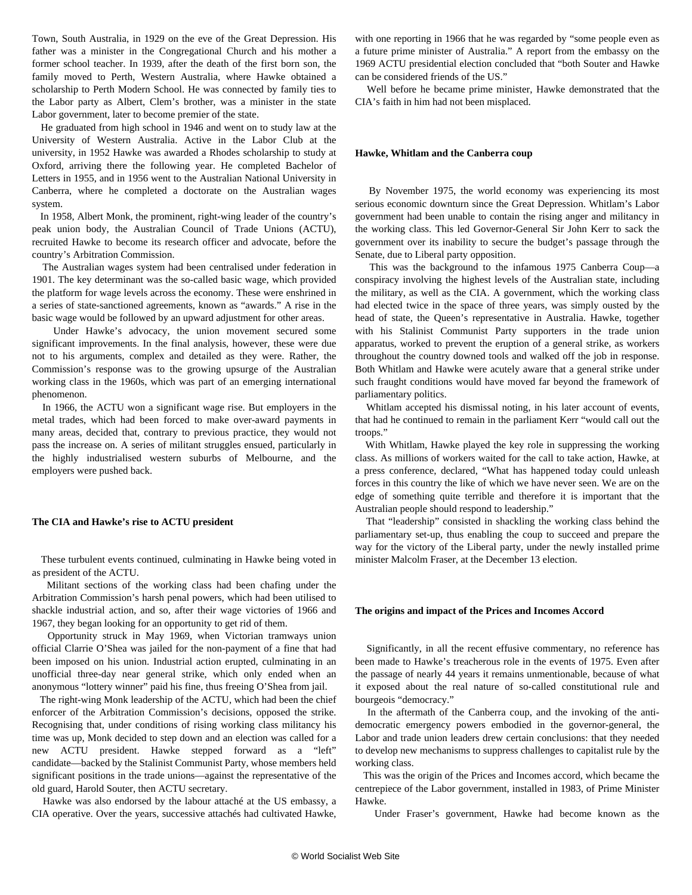Town, South Australia, in 1929 on the eve of the Great Depression. His father was a minister in the Congregational Church and his mother a former school teacher. In 1939, after the death of the first born son, the family moved to Perth, Western Australia, where Hawke obtained a scholarship to Perth Modern School. He was connected by family ties to the Labor party as Albert, Clem's brother, was a minister in the state Labor government, later to become premier of the state.

He graduated from high school in 1946 and went on to study law at the University of Western Australia. Active in the Labor Club at the university, in 1952 Hawke was awarded a Rhodes scholarship to study at Oxford, arriving there the following year. He completed Bachelor of Letters in 1955, and in 1956 went to the Australian National University in Canberra, where he completed a doctorate on the Australian wages system.

In 1958, Albert Monk, the prominent, right-wing leader of the country's peak union body, the Australian Council of Trade Unions (ACTU), recruited Hawke to become its research officer and advocate, before the country's Arbitration Commission.

The Australian wages system had been centralised under federation in 1901. The key determinant was the so-called basic wage, which provided the platform for wage levels across the economy. These were enshrined in a series of state-sanctioned agreements, known as "awards." A rise in the basic wage would be followed by an upward adjustment for other areas.

Under Hawke's advocacy, the union movement secured some significant improvements. In the final analysis, however, these were due not to his arguments, complex and detailed as they were. Rather, the Commission's response was to the growing upsurge of the Australian working class in the 1960s, which was part of an emerging international phenomenon.

In 1966, the ACTU won a significant wage rise. But employers in the metal trades, which had been forced to make over-award payments in many areas, decided that, contrary to previous practice, they would not pass the increase on. A series of militant struggles ensued, particularly in the highly industrialised western suburbs of Melbourne, and the employers were pushed back.

**The CIA and Hawke's rise to ACTU president**

These turbulent events continued, culminating in Hawke being voted in as president of the ACTU.

Militant sections of the working class had been chafing under the Arbitration Commission's harsh penal powers, which had been utilised to shackle industrial action, and so, after their wage victories of 1966 and 1967, they began looking for an opportunity to get rid of them.

Opportunity struck in May 1969, when Victorian tramways union official Clarrie O'Shea was jailed for the non-payment of a fine that had been imposed on his union. Industrial action erupted, culminating in an unofficial three-day near general strike, which only ended when an anonymous "lottery winner" paid his fine, thus freeing O'Shea from jail.

The right-wing Monk leadership of the ACTU, which had been the chief enforcer of the Arbitration Commission's decisions, opposed the strike. Recognising that, under conditions of rising working class militancy his time was up, Monk decided to step down and an election was called for a new ACTU president. Hawke stepped forward as a "left" candidate—backed by the Stalinist Communist Party, whose members held significant positions in the trade unions—against the representative of the old guard, Harold Souter, then ACTU secretary.

Hawke was also endorsed by the labour attaché at the US embassy, a CIA operative. Over the years, successive attachés had cultivated Hawke, with one reporting in 1966 that he was regarded by "some people even as a future prime minister of Australia." A report from the embassy on the 1969 ACTU presidential election concluded that "both Souter and Hawke can be considered friends of the US."

Well before he became prime minister, Hawke demonstrated that the CIA's faith in him had not been misplaced.

**Hawke, Whitlam and the Canberra coup**

By November 1975, the world economy was experiencing its most serious economic downturn since the Great Depression. Whitlam's Labor government had been unable to contain the rising anger and militancy in the working class. This led Governor-General Sir John Kerr to sack the government over its inability to secure the budget's passage through the Senate, due to Liberal party opposition.

This was the background to the infamous 1975 Canberra Coup—a conspiracy involving the highest levels of the Australian state, including the military, as well as the CIA. A government, which the working class had elected twice in the space of three years, was simply ousted by the head of state, the Queen's representative in Australia. Hawke, together with his Stalinist Communist Party supporters in the trade union apparatus, worked to prevent the eruption of a general strike, as workers throughout the country downed tools and walked off the job in response. Both Whitlam and Hawke were acutely aware that a general strike under such fraught conditions would have moved far beyond the framework of parliamentary politics.

Whitlam accepted his dismissal noting, in his later account of events, that had he continued to remain in the parliament Kerr "would call out the troops."

With Whitlam, Hawke played the key role in suppressing the working class. As millions of workers waited for the call to take action, Hawke, at a press conference, declared, "What has happened today could unleash forces in this country the like of which we have never seen. We are on the edge of something quite terrible and therefore it is important that the Australian people should respond to leadership."

That "leadership" consisted in shackling the working class behind the parliamentary set-up, thus enabling the coup to succeed and prepare the way for the victory of the Liberal party, under the newly installed prime minister Malcolm Fraser, at the December 13 election.

**The origins and impact of the Prices and Incomes Accord**

Significantly, in all the recent effusive commentary, no reference has been made to Hawke's treacherous role in the events of 1975. Even after the passage of nearly 44 years it remains unmentionable, because of what it exposed about the real nature of so-called constitutional rule and bourgeois "democracy."

In the aftermath of the Canberra coup, and the invoking of the anti-democratic emergency powers embodied in the governor-general, the Labor and trade union leaders drew certain conclusions: that they needed to develop new mechanisms to suppress challenges to capitalist rule by the working class.

This was the origin of the Prices and Incomes accord, which became the centrepiece of the Labor government, installed in 1983, of Prime Minister Hawke.

Under Fraser's government, Hawke had become known as the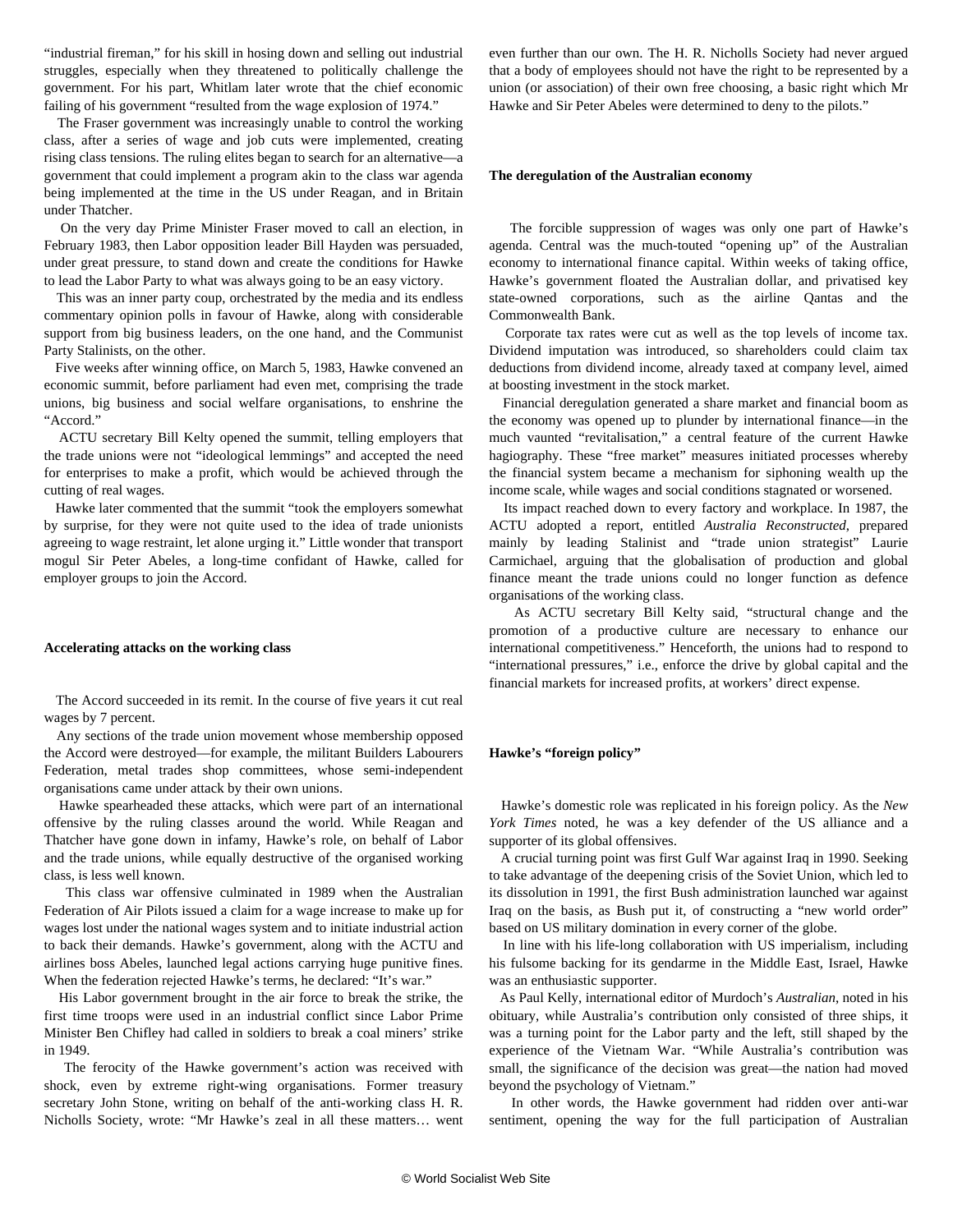"industrial fireman," for his skill in hosing down and selling out industrial struggles, especially when they threatened to politically challenge the government. For his part, Whitlam later wrote that the chief economic failing of his government "resulted from the wage explosion of 1974."

The Fraser government was increasingly unable to control the working class, after a series of wage and job cuts were implemented, creating rising class tensions. The ruling elites began to search for an alternative—a government that could implement a program akin to the class war agenda being implemented at the time in the US under Reagan, and in Britain under Thatcher.

On the very day Prime Minister Fraser moved to call an election, in February 1983, then Labor opposition leader Bill Hayden was persuaded, under great pressure, to stand down and create the conditions for Hawke to lead the Labor Party to what was always going to be an easy victory.

This was an inner party coup, orchestrated by the media and its endless commentary opinion polls in favour of Hawke, along with considerable support from big business leaders, on the one hand, and the Communist Party Stalinists, on the other.

Five weeks after winning office, on March 5, 1983, Hawke convened an economic summit, before parliament had even met, comprising the trade unions, big business and social welfare organisations, to enshrine the "Accord."

ACTU secretary Bill Kelty opened the summit, telling employers that the trade unions were not "ideological lemmings" and accepted the need for enterprises to make a profit, which would be achieved through the cutting of real wages.

Hawke later commented that the summit "took the employers somewhat by surprise, for they were not quite used to the idea of trade unionists agreeing to wage restraint, let alone urging it." Little wonder that transport mogul Sir Peter Abeles, a long-time confidant of Hawke, called for employer groups to join the Accord.

**Accelerating attacks on the working class**

The Accord succeeded in its remit. In the course of five years it cut real wages by 7 percent.

Any sections of the trade union movement whose membership opposed the Accord were destroyed—for example, the militant Builders Labourers Federation, metal trades shop committees, whose semi-independent organisations came under attack by their own unions.

Hawke spearheaded these attacks, which were part of an international offensive by the ruling classes around the world. While Reagan and Thatcher have gone down in infamy, Hawke's role, on behalf of Labor and the trade unions, while equally destructive of the organised working class, is less well known.

This class war offensive culminated in 1989 when the Australian Federation of Air Pilots issued a claim for a wage increase to make up for wages lost under the national wages system and to initiate industrial action to back their demands. Hawke's government, along with the ACTU and airlines boss Abeles, launched legal actions carrying huge punitive fines. When the federation rejected Hawke's terms, he declared: "It's war."

His Labor government brought in the air force to break the strike, the first time troops were used in an industrial conflict since Labor Prime Minister Ben Chifley had called in soldiers to break a coal miners' strike in 1949.

The ferocity of the Hawke government's action was received with shock, even by extreme right-wing organisations. Former treasury secretary John Stone, writing on behalf of the anti-working class H. R. Nicholls Society, wrote: "Mr Hawke's zeal in all these matters… went even further than our own. The H. R. Nicholls Society had never argued that a body of employees should not have the right to be represented by a union (or association) of their own free choosing, a basic right which Mr Hawke and Sir Peter Abeles were determined to deny to the pilots."

**The deregulation of the Australian economy**

The forcible suppression of wages was only one part of Hawke's agenda. Central was the much-touted "opening up" of the Australian economy to international finance capital. Within weeks of taking office, Hawke's government floated the Australian dollar, and privatised key state-owned corporations, such as the airline Qantas and the Commonwealth Bank.

Corporate tax rates were cut as well as the top levels of income tax. Dividend imputation was introduced, so shareholders could claim tax deductions from dividend income, already taxed at company level, aimed at boosting investment in the stock market.

Financial deregulation generated a share market and financial boom as the economy was opened up to plunder by international finance—in the much vaunted "revitalisation," a central feature of the current Hawke hagiography. These "free market" measures initiated processes whereby the financial system became a mechanism for siphoning wealth up the income scale, while wages and social conditions stagnated or worsened.

Its impact reached down to every factory and workplace. In 1987, the ACTU adopted a report, entitled *Australia Reconstructed*, prepared mainly by leading Stalinist and "trade union strategist" Laurie Carmichael, arguing that the globalisation of production and global finance meant the trade unions could no longer function as defence organisations of the working class.

As ACTU secretary Bill Kelty said, "structural change and the promotion of a productive culture are necessary to enhance our international competitiveness." Henceforth, the unions had to respond to "international pressures," i.e., enforce the drive by global capital and the financial markets for increased profits, at workers' direct expense.

**Hawke's "foreign policy"**

Hawke's domestic role was replicated in his foreign policy. As the *New York Times* noted, he was a key defender of the US alliance and a supporter of its global offensives.

A crucial turning point was first Gulf War against Iraq in 1990. Seeking to take advantage of the deepening crisis of the Soviet Union, which led to its dissolution in 1991, the first Bush administration launched war against Iraq on the basis, as Bush put it, of constructing a "new world order" based on US military domination in every corner of the globe.

In line with his life-long collaboration with US imperialism, including his fulsome backing for its gendarme in the Middle East, Israel, Hawke was an enthusiastic supporter.

As Paul Kelly, international editor of Murdoch's *Australian*, noted in his obituary, while Australia's contribution only consisted of three ships, it was a turning point for the Labor party and the left, still shaped by the experience of the Vietnam War. "While Australia's contribution was small, the significance of the decision was great—the nation had moved beyond the psychology of Vietnam."

In other words, the Hawke government had ridden over anti-war sentiment, opening the way for the full participation of Australian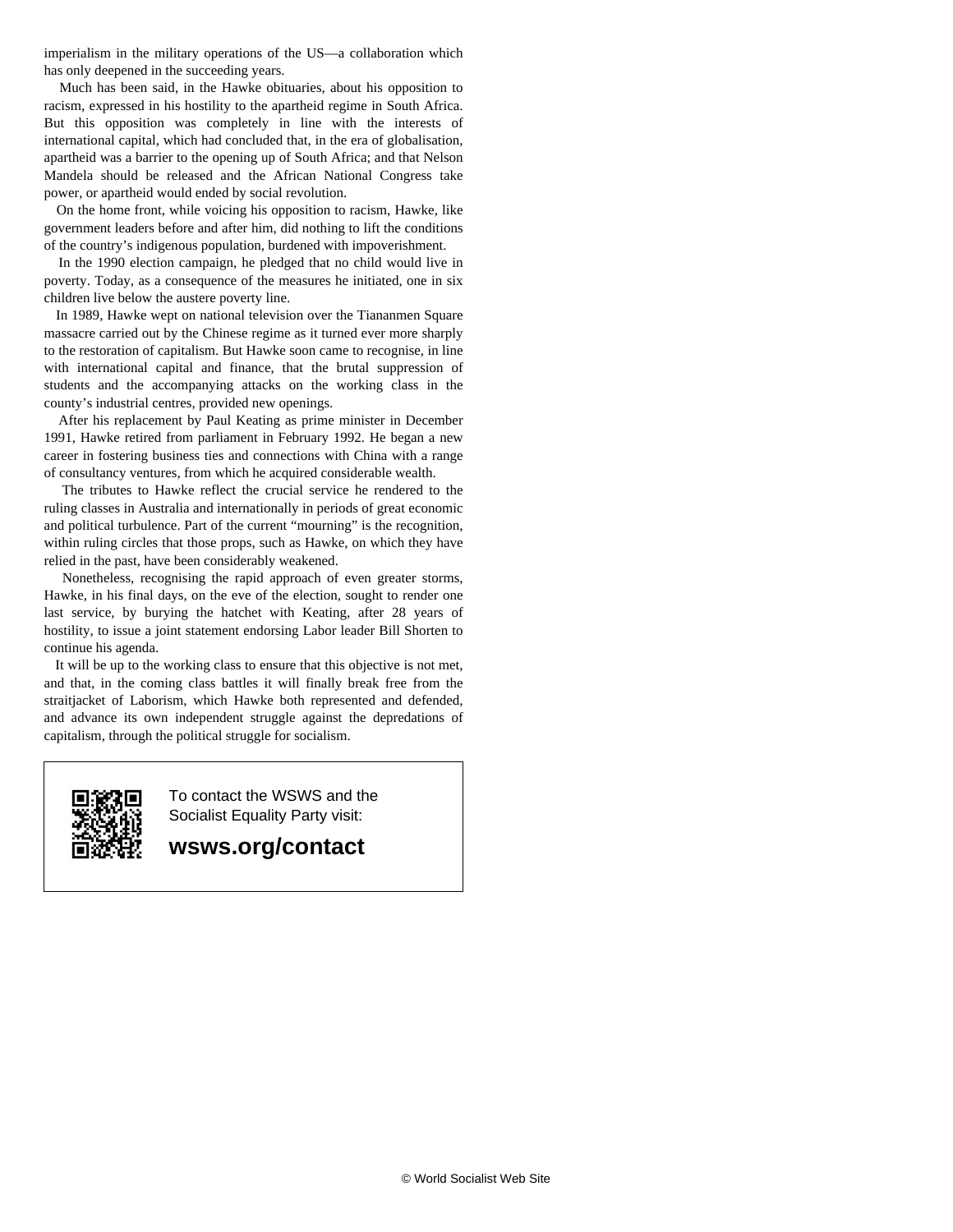imperialism in the military operations of the US—a collaboration which has only deepened in the succeeding years.

Much has been said, in the Hawke obituaries, about his opposition to racism, expressed in his hostility to the apartheid regime in South Africa. But this opposition was completely in line with the interests of international capital, which had concluded that, in the era of globalisation, apartheid was a barrier to the opening up of South Africa; and that Nelson Mandela should be released and the African National Congress take power, or apartheid would ended by social revolution.

On the home front, while voicing his opposition to racism, Hawke, like government leaders before and after him, did nothing to lift the conditions of the country's indigenous population, burdened with impoverishment.

In the 1990 election campaign, he pledged that no child would live in poverty. Today, as a consequence of the measures he initiated, one in six children live below the austere poverty line.

In 1989, Hawke wept on national television over the Tiananmen Square massacre carried out by the Chinese regime as it turned ever more sharply to the restoration of capitalism. But Hawke soon came to recognise, in line with international capital and finance, that the brutal suppression of students and the accompanying attacks on the working class in the county's industrial centres, provided new openings.

After his replacement by Paul Keating as prime minister in December 1991, Hawke retired from parliament in February 1992. He began a new career in fostering business ties and connections with China with a range of consultancy ventures, from which he acquired considerable wealth.

The tributes to Hawke reflect the crucial service he rendered to the ruling classes in Australia and internationally in periods of great economic and political turbulence. Part of the current "mourning" is the recognition, within ruling circles that those props, such as Hawke, on which they have relied in the past, have been considerably weakened.

Nonetheless, recognising the rapid approach of even greater storms, Hawke, in his final days, on the eve of the election, sought to render one last service, by burying the hatchet with Keating, after 28 years of hostility, to issue a joint statement endorsing Labor leader Bill Shorten to continue his agenda.

It will be up to the working class to ensure that this objective is not met, and that, in the coming class battles it will finally break free from the straitjacket of Laborism, which Hawke both represented and defended, and advance its own independent struggle against the depredations of capitalism, through the political struggle for socialism.

To contact the WSWS and the Socialist Equality Party visit:

**wsws.org/contact**